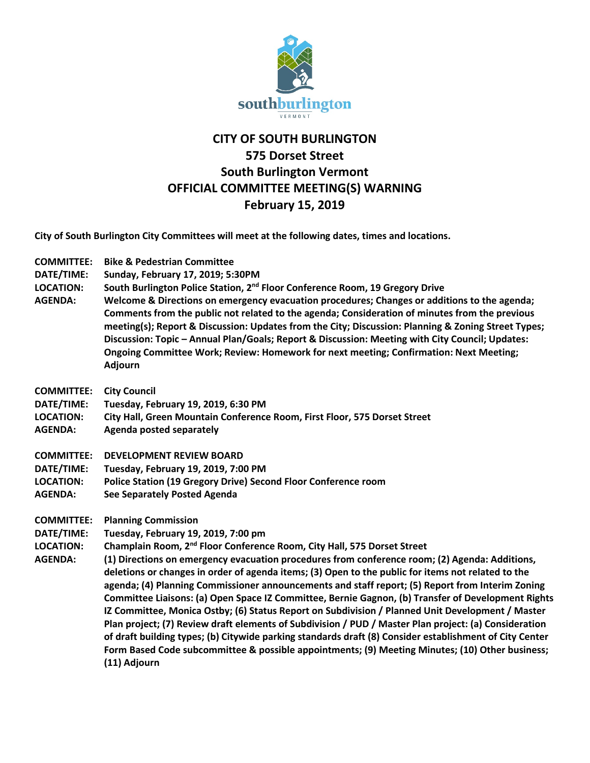southburlington
VERMONT

# CITY OF SOUTH BURLINGTON
## 575 Dorset Street
## South Burlington Vermont
## OFFICIAL COMMITTEE MEETING(S) WARNING
## February 15, 2019

**City of South Burlington City Committees will meet at the following dates, times and locations.**

**COMMITTEE:** **Bike & Pedestrian Committee**
**DATE/TIME:** **Sunday, February 17, 2019; 5:30PM**
**LOCATION:** **South Burlington Police Station, 2nd Floor Conference Room, 19 Gregory Drive**
**AGENDA:** **Welcome & Directions on emergency evacuation procedures; Changes or additions to the agenda; Comments from the public not related to the agenda; Consideration of minutes from the previous meeting(s); Report & Discussion: Updates from the City; Discussion: Planning & Zoning Street Types; Discussion: Topic – Annual Plan/Goals; Report & Discussion: Meeting with City Council; Updates: Ongoing Committee Work; Review: Homework for next meeting; Confirmation: Next Meeting; Adjourn**

**COMMITTEE:** **City Council**
**DATE/TIME:** **Tuesday, February 19, 2019, 6:30 PM**
**LOCATION:** **City Hall, Green Mountain Conference Room, First Floor, 575 Dorset Street**
**AGENDA:** **Agenda posted separately**

**COMMITTEE:** **DEVELOPMENT REVIEW BOARD**
**DATE/TIME:** **Tuesday, February 19, 2019, 7:00 PM**
**LOCATION:** **Police Station (19 Gregory Drive) Second Floor Conference room**
**AGENDA:** **See Separately Posted Agenda**

**COMMITTEE:** **Planning Commission**
**DATE/TIME:** **Tuesday, February 19, 2019, 7:00 pm**
**LOCATION:** **Champlain Room, 2nd Floor Conference Room, City Hall, 575 Dorset Street**
**AGENDA:** **(1) Directions on emergency evacuation procedures from conference room; (2) Agenda: Additions, deletions or changes in order of agenda items; (3) Open to the public for items not related to the agenda; (4) Planning Commissioner announcements and staff report; (5) Report from Interim Zoning Committee Liaisons: (a) Open Space IZ Committee, Bernie Gagnon, (b) Transfer of Development Rights IZ Committee, Monica Ostby; (6) Status Report on Subdivision / Planned Unit Development / Master Plan project; (7) Review draft elements of Subdivision / PUD / Master Plan project: (a) Consideration of draft building types; (b) Citywide parking standards draft (8) Consider establishment of City Center Form Based Code subcommittee & possible appointments; (9) Meeting Minutes; (10) Other business; (11) Adjourn**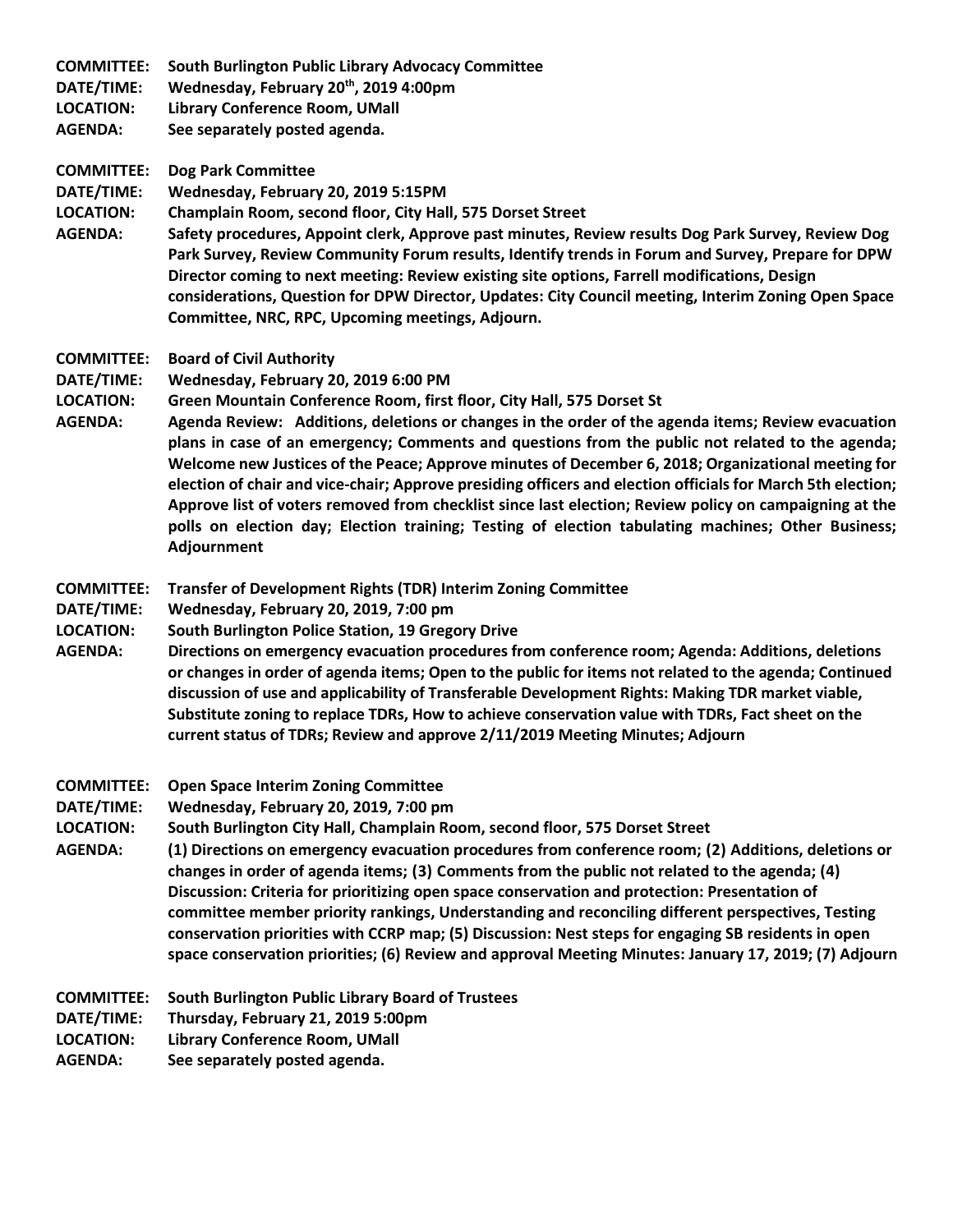**COMMITTEE:** **South Burlington Public Library Advocacy Committee**
**DATE/TIME:** **Wednesday, February 20th, 2019 4:00pm**
**LOCATION:** **Library Conference Room, UMall**
**AGENDA:** **See separately posted agenda.**

**COMMITTEE:** **Dog Park Committee**
**DATE/TIME:** **Wednesday, February 20, 2019 5:15PM**
**LOCATION:** **Champlain Room, second floor, City Hall, 575 Dorset Street**
**AGENDA:** **Safety procedures, Appoint clerk, Approve past minutes, Review results Dog Park Survey, Review Dog Park Survey, Review Community Forum results, Identify trends in Forum and Survey, Prepare for DPW Director coming to next meeting: Review existing site options, Farrell modifications, Design considerations, Question for DPW Director, Updates: City Council meeting, Interim Zoning Open Space Committee, NRC, RPC, Upcoming meetings, Adjourn.**

**COMMITTEE:** **Board of Civil Authority**
**DATE/TIME:** **Wednesday, February 20, 2019 6:00 PM**
**LOCATION:** **Green Mountain Conference Room, first floor, City Hall, 575 Dorset St**
**AGENDA:** **Agenda Review: Additions, deletions or changes in the order of the agenda items; Review evacuation plans in case of an emergency; Comments and questions from the public not related to the agenda; Welcome new Justices of the Peace; Approve minutes of December 6, 2018; Organizational meeting for election of chair and vice-chair; Approve presiding officers and election officials for March 5th election; Approve list of voters removed from checklist since last election; Review policy on campaigning at the polls on election day; Election training; Testing of election tabulating machines; Other Business; Adjournment**

**COMMITTEE:** **Transfer of Development Rights (TDR) Interim Zoning Committee**
**DATE/TIME:** **Wednesday, February 20, 2019, 7:00 pm**
**LOCATION:** **South Burlington Police Station, 19 Gregory Drive**
**AGENDA:** **Directions on emergency evacuation procedures from conference room; Agenda: Additions, deletions or changes in order of agenda items; Open to the public for items not related to the agenda; Continued discussion of use and applicability of Transferable Development Rights: Making TDR market viable, Substitute zoning to replace TDRs, How to achieve conservation value with TDRs, Fact sheet on the current status of TDRs; Review and approve 2/11/2019 Meeting Minutes; Adjourn**

**COMMITTEE:** **Open Space Interim Zoning Committee**
**DATE/TIME:** **Wednesday, February 20, 2019, 7:00 pm**
**LOCATION:** **South Burlington City Hall, Champlain Room, second floor, 575 Dorset Street**
**AGENDA:** **(1) Directions on emergency evacuation procedures from conference room; (2) Additions, deletions or changes in order of agenda items; (3) Comments from the public not related to the agenda; (4) Discussion: Criteria for prioritizing open space conservation and protection: Presentation of committee member priority rankings, Understanding and reconciling different perspectives, Testing conservation priorities with CCRP map; (5) Discussion: Nest steps for engaging SB residents in open space conservation priorities; (6) Review and approval Meeting Minutes: January 17, 2019; (7) Adjourn**

**COMMITTEE:** **South Burlington Public Library Board of Trustees**
**DATE/TIME:** **Thursday, February 21, 2019 5:00pm**
**LOCATION:** **Library Conference Room, UMall**
**AGENDA:** **See separately posted agenda.**